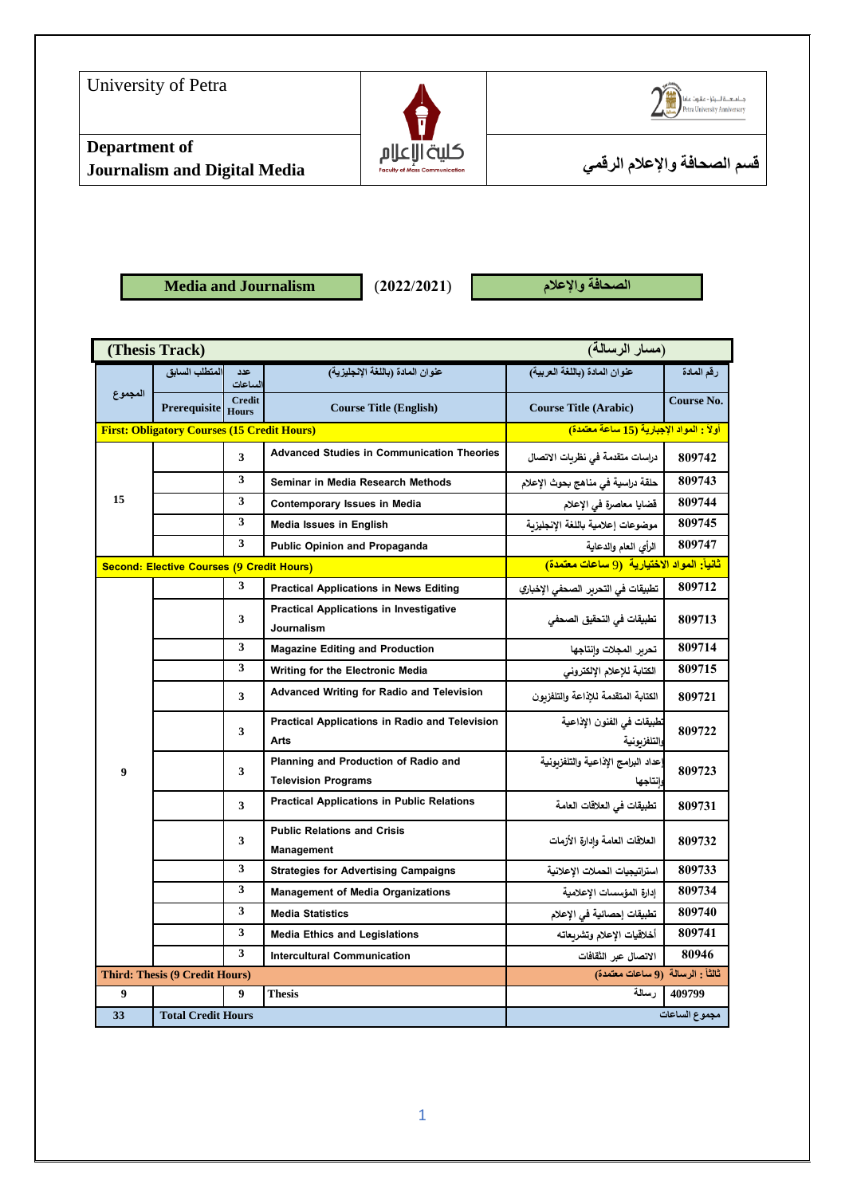| University of Petra | | |
|---|---|---|
| **Department of Journalism and Digital Media** | كلية الإعلام Faculty of Mass Communication | **قسم الصحافة والإعلام الرقمي** |

**Media and Journalism** (2022/2021) **الصحافة والإعلام**

| **(Thesis Track)** | | | | | **(مسار الرسالة)** |
|---|---|---|---|---|---|
| المجموع | المتطلب السابق Prerequisite | عدد الساعات Credit Hours | عنوان المادة (باللغة الإنجليزية) Course Title (English) | عنوان المادة (باللغة العربية) Course Title (Arabic) | رقم المادة Course No. |
| **First: Obligatory Courses (15 Credit Hours)** | | | | **أولاً : المواد الإجبارية (15 ساعة معتمدة)** | |
| 15 | | 3 | Advanced Studies in Communication Theories | دراسات متقدمة في نظريات الاتصال | 809742 |
| | | 3 | Seminar in Media Research Methods | حلقة دراسية في مناهج بحوث الإعلام | 809743 |
| | | 3 | Contemporary Issues in Media | قضايا معاصرة في الإعلام | 809744 |
| | | 3 | Media Issues in English | موضوعات إعلامية باللغة الإنجليزية | 809745 |
| | | 3 | Public Opinion and Propaganda | الرأي العام والدعاية | 809747 |
| **Second: Elective Courses (9 Credit Hours)** | | | | **ثانياً: المواد الاختيارية (9 ساعات معتمدة)** | |
| 9 | | 3 | Practical Applications in News Editing | تطبيقات في التحرير الصحفي الإخباري | 809712 |
| | | 3 | Practical Applications in Investigative Journalism | تطبيقات في التحقيق الصحفي | 809713 |
| | | 3 | Magazine Editing and Production | تحرير المجلات وإنتاجها | 809714 |
| | | 3 | Writing for the Electronic Media | الكتابة للإعلام الإلكتروني | 809715 |
| | | 3 | Advanced Writing for Radio and Television | الكتابة المتقدمة للإذاعة والتلفزيون | 809721 |
| | | 3 | Practical Applications in Radio and Television Arts | تطبيقات في الفنون الإذاعية والتلفزيونية | 809722 |
| | | 3 | Planning and Production of Radio and Television Programs | إعداد البرامج الإذاعية والتلفزيونية وإنتاجها | 809723 |
| | | 3 | Practical Applications in Public Relations | تطبيقات في العلاقات العامة | 809731 |
| | | 3 | Public Relations and Crisis Management | العلاقات العامة وإدارة الأزمات | 809732 |
| | | 3 | Strategies for Advertising Campaigns | استراتيجيات الحملات الإعلانية | 809733 |
| | | 3 | Management of Media Organizations | إدارة المؤسسات الإعلامية | 809734 |
| | | 3 | Media Statistics | تطبيقات إحصائية في الإعلام | 809740 |
| | | 3 | Media Ethics and Legislations | أخلاقيات الإعلام وتشريعاته | 809741 |
| | | 3 | Intercultural Communication | الاتصال عبر الثقافات | 80946 |
| **Third: Thesis (9 Credit Hours)** | | | | **ثالثاً : الرسالة (9 ساعات معتمدة)** | |
| 9 | | 9 | Thesis | رسالة | 409799 |
| 33 | **Total Credit Hours** | | | مجموع الساعات | |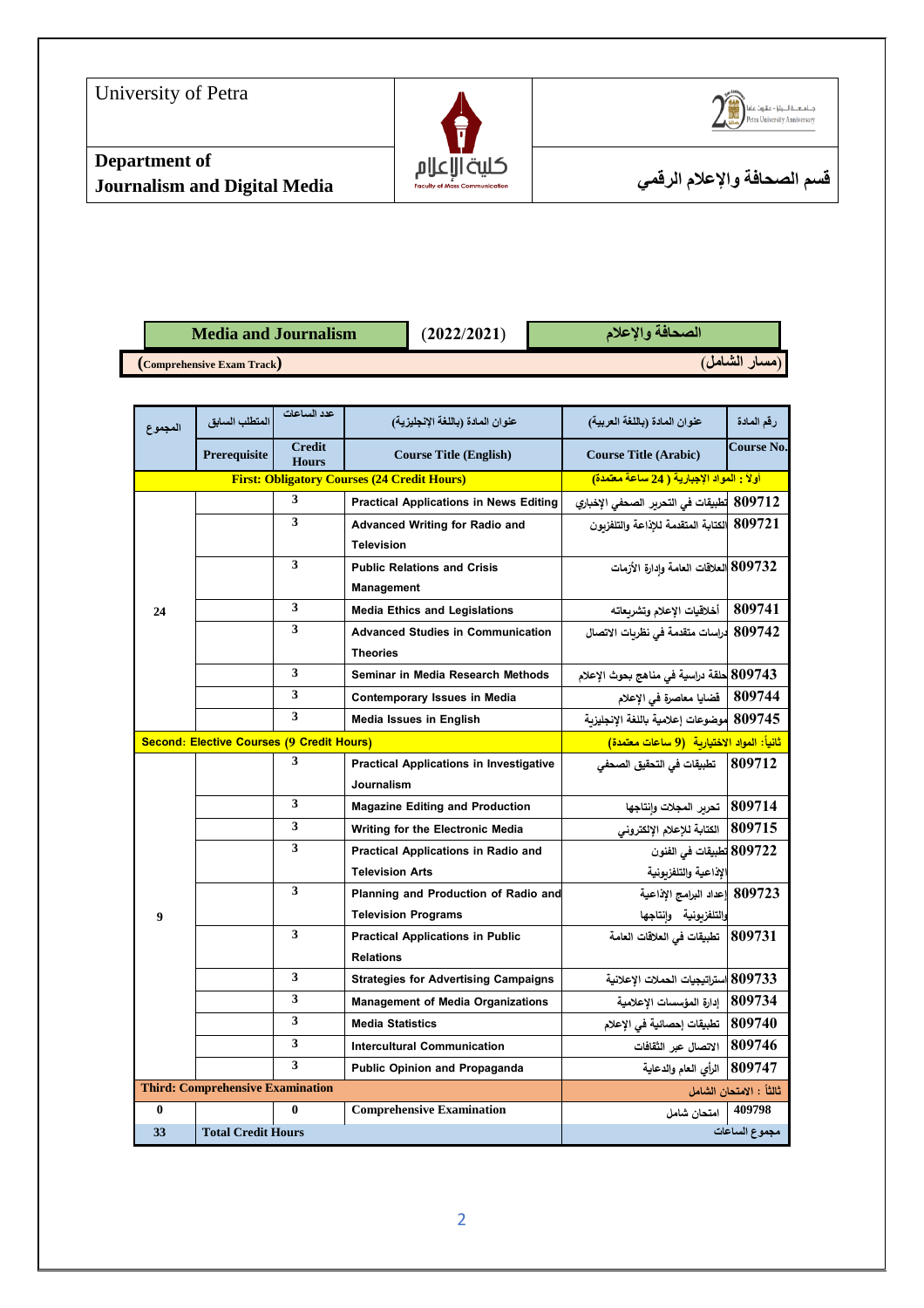| University of Petra | | |
|---|---|---|
| **Department of Journalism and Digital Media** | كلية الإعلام Faculty of Mass Communication | **قسم الصحافة والإعلام الرقمي** |

| **Media and Journalism** | (**2022/2021**) | **الصحافة والإعلام** |
|---|---|---|
| (**Comprehensive Exam Track**) | | (**مسار الشامل**) |

| المجموع | المتطلب السابق Prerequisite | عدد الساعات Credit Hours | عنوان المادة (باللغة الإنجليزية) Course Title (English) | عنوان المادة (باللغة العربية) Course Title (Arabic) | رقم المادة Course No. |
|---|---|---|---|---|---|
| | | | **First: Obligatory Courses (24 Credit Hours)** | **أولاً : المواد الإجبارية ( 24 ساعة معتمدة)** | |
| 24 | | 3 | Practical Applications in News Editing | تطبيقات في التحرير الصحفي الإخباري | 809712 |
| | | 3 | Advanced Writing for Radio and Television | الكتابة المتقدمة للإذاعة والتلفزيون | 809721 |
| | | 3 | Public Relations and Crisis Management | العلاقات العامة وإدارة الأزمات | 809732 |
| | | 3 | Media Ethics and Legislations | أخلاقيات الإعلام وتشريعاته | 809741 |
| | | 3 | Advanced Studies in Communication Theories | دراسات متقدمة في نظريات الاتصال | 809742 |
| | | 3 | Seminar in Media Research Methods | حلقة دراسية في مناهج بحوث الإعلام | 809743 |
| | | 3 | Contemporary Issues in Media | قضايا معاصرة في الإعلام | 809744 |
| | | 3 | Media Issues in English | موضوعات إعلامية باللغة الإنجليزية | 809745 |
| | | | **Second: Elective Courses (9 Credit Hours)** | **ثانياً: المواد الاختيارية (9 ساعات معتمدة)** | |
| 9 | | 3 | Practical Applications in Investigative Journalism | تطبيقات في التحقيق الصحفي | 809712 |
| | | 3 | Magazine Editing and Production | تحرير المجلات وإنتاجها | 809714 |
| | | 3 | Writing for the Electronic Media | الكتابة للإعلام الإلكتروني | 809715 |
| | | 3 | Practical Applications in Radio and Television Arts | تطبيقات في الفنون الإذاعية والتلفزيونية | 809722 |
| | | 3 | Planning and Production of Radio and Television Programs | إعداد البرامج الإذاعية والتلفزيونية وإنتاجها | 809723 |
| | | 3 | Practical Applications in Public Relations | تطبيقات في العلاقات العامة | 809731 |
| | | 3 | Strategies for Advertising Campaigns | استراتيجيات الحملات الإعلانية | 809733 |
| | | 3 | Management of Media Organizations | إدارة المؤسسات الإعلامية | 809734 |
| | | 3 | Media Statistics | تطبيقات إحصائية في الإعلام | 809740 |
| | | 3 | Intercultural Communication | الاتصال عبر الثقافات | 809746 |
| | | 3 | Public Opinion and Propaganda | الرأي العام والدعاية | 809747 |
| | | | **Third: Comprehensive Examination** | ثالثاً : الامتحان الشامل | |
| 0 | | 0 | Comprehensive Examination | امتحان شامل | 409798 |
| 33 | **Total Credit Hours** | | | مجموع الساعات | |